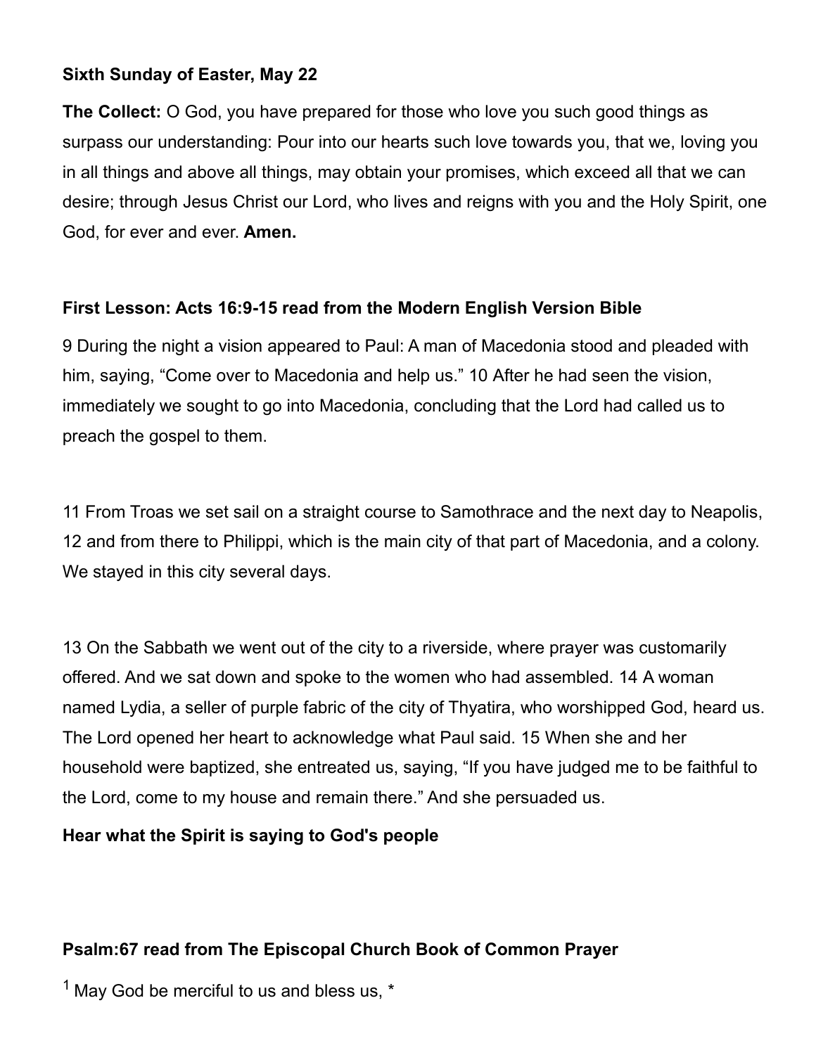**Sixth Sunday of Easter, May 22**

**The Collect:** O God, you have prepared for those who love you such good things as surpass our understanding: Pour into our hearts such love towards you, that we, loving you in all things and above all things, may obtain your promises, which exceed all that we can desire; through Jesus Christ our Lord, who lives and reigns with you and the Holy Spirit, one God, for ever and ever. **Amen.**

**First Lesson: Acts 16:9-15 read from the Modern English Version Bible**

9 During the night a vision appeared to Paul: A man of Macedonia stood and pleaded with him, saying, "Come over to Macedonia and help us." 10 After he had seen the vision, immediately we sought to go into Macedonia, concluding that the Lord had called us to preach the gospel to them.

11 From Troas we set sail on a straight course to Samothrace and the next day to Neapolis, 12 and from there to Philippi, which is the main city of that part of Macedonia, and a colony. We stayed in this city several days.

13 On the Sabbath we went out of the city to a riverside, where prayer was customarily offered. And we sat down and spoke to the women who had assembled. 14 A woman named Lydia, a seller of purple fabric of the city of Thyatira, who worshipped God, heard us. The Lord opened her heart to acknowledge what Paul said. 15 When she and her household were baptized, she entreated us, saying, "If you have judged me to be faithful to the Lord, come to my house and remain there." And she persuaded us.

**Hear what the Spirit is saying to God's people**

**Psalm:67 read from The Episcopal Church Book of Common Prayer**

1 May God be merciful to us and bless us, *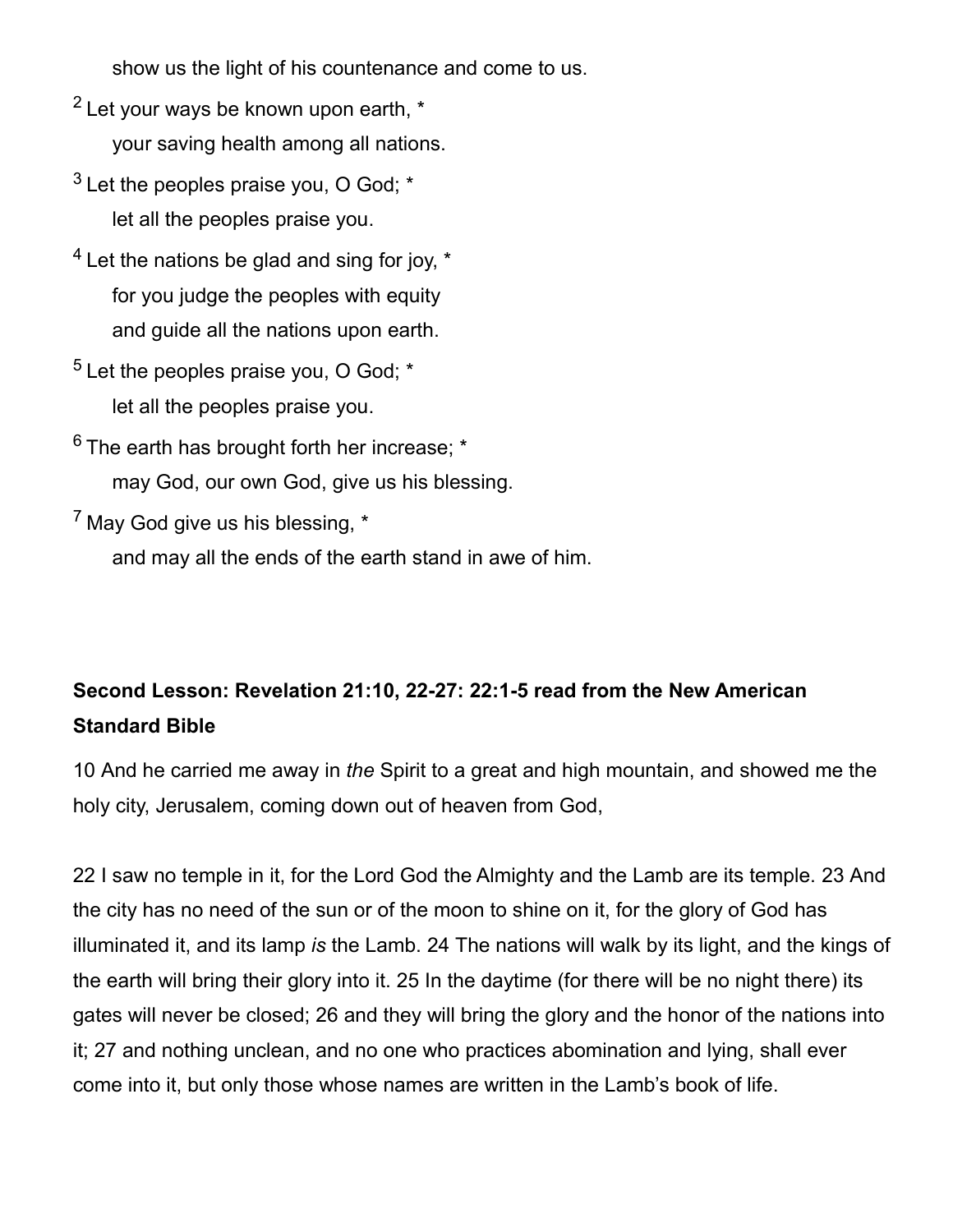show us the light of his countenance and come to us.

2 Let your ways be known upon earth, *
your saving health among all nations.

3 Let the peoples praise you, O God; *
let all the peoples praise you.

4 Let the nations be glad and sing for joy, *
for you judge the peoples with equity
and guide all the nations upon earth.

5 Let the peoples praise you, O God; *
let all the peoples praise you.

6 The earth has brought forth her increase; *
may God, our own God, give us his blessing.

7 May God give us his blessing, *
and may all the ends of the earth stand in awe of him.

**Second Lesson: Revelation 21:10, 22-27: 22:1-5 read from the New American Standard Bible**

10 And he carried me away in *the* Spirit to a great and high mountain, and showed me the holy city, Jerusalem, coming down out of heaven from God,

22 I saw no temple in it, for the Lord God the Almighty and the Lamb are its temple. 23 And the city has no need of the sun or of the moon to shine on it, for the glory of God has illuminated it, and its lamp *is* the Lamb. 24 The nations will walk by its light, and the kings of the earth will bring their glory into it. 25 In the daytime (for there will be no night there) its gates will never be closed; 26 and they will bring the glory and the honor of the nations into it; 27 and nothing unclean, and no one who practices abomination and lying, shall ever come into it, but only those whose names are written in the Lamb's book of life.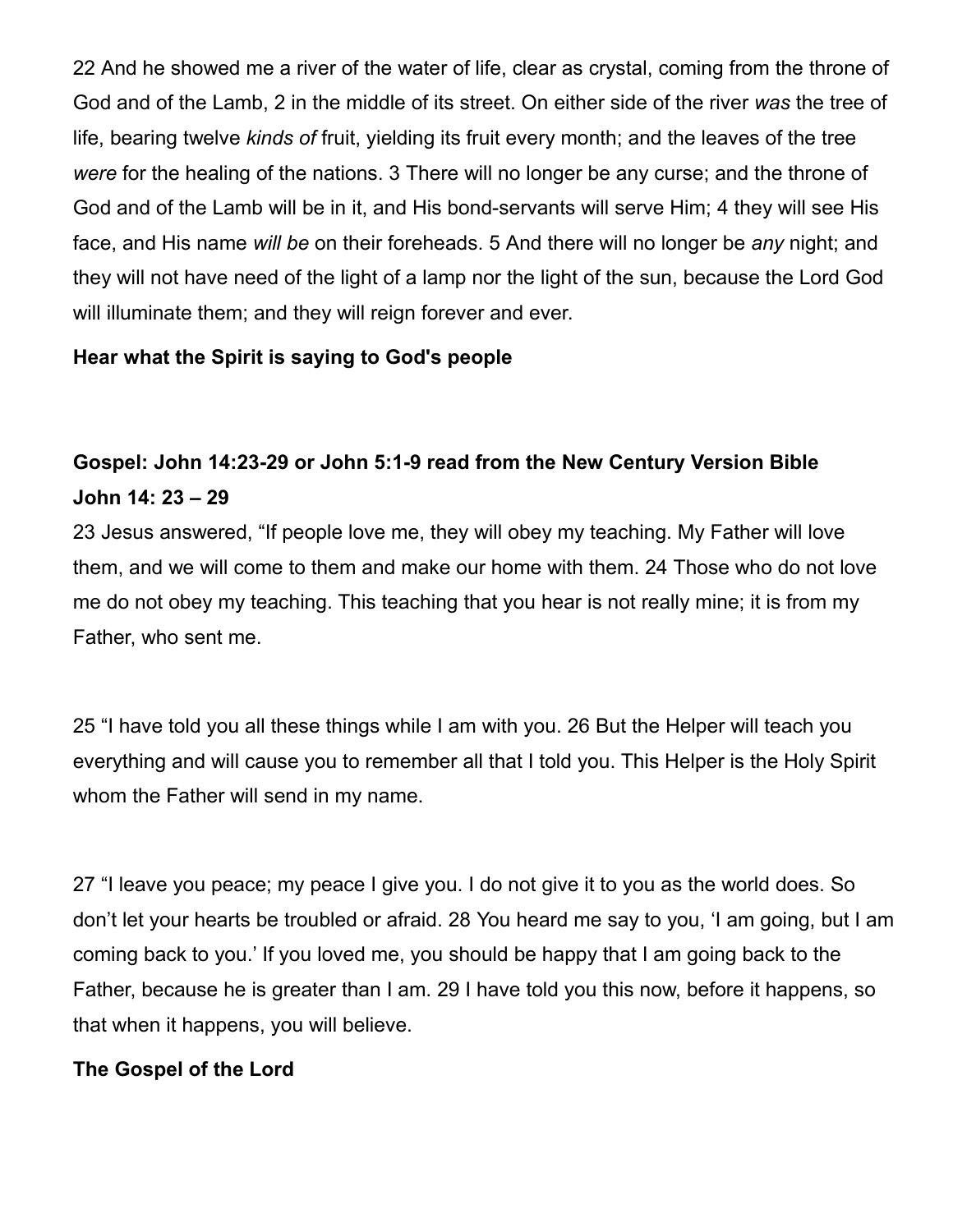22 And he showed me a river of the water of life, clear as crystal, coming from the throne of God and of the Lamb, 2 in the middle of its street. On either side of the river *was* the tree of life, bearing twelve *kinds of* fruit, yielding its fruit every month; and the leaves of the tree *were* for the healing of the nations. 3 There will no longer be any curse; and the throne of God and of the Lamb will be in it, and His bond-servants will serve Him; 4 they will see His face, and His name *will be* on their foreheads. 5 And there will no longer be *any* night; and they will not have need of the light of a lamp nor the light of the sun, because the Lord God will illuminate them; and they will reign forever and ever.

**Hear what the Spirit is saying to God's people**

**Gospel: John 14:23-29 or John 5:1-9 read from the New Century Version Bible**
**John 14: 23 – 29**

23 Jesus answered, "If people love me, they will obey my teaching. My Father will love them, and we will come to them and make our home with them. 24 Those who do not love me do not obey my teaching. This teaching that you hear is not really mine; it is from my Father, who sent me.

25 "I have told you all these things while I am with you. 26 But the Helper will teach you everything and will cause you to remember all that I told you. This Helper is the Holy Spirit whom the Father will send in my name.

27 "I leave you peace; my peace I give you. I do not give it to you as the world does. So don't let your hearts be troubled or afraid. 28 You heard me say to you, 'I am going, but I am coming back to you.' If you loved me, you should be happy that I am going back to the Father, because he is greater than I am. 29 I have told you this now, before it happens, so that when it happens, you will believe.

**The Gospel of the Lord**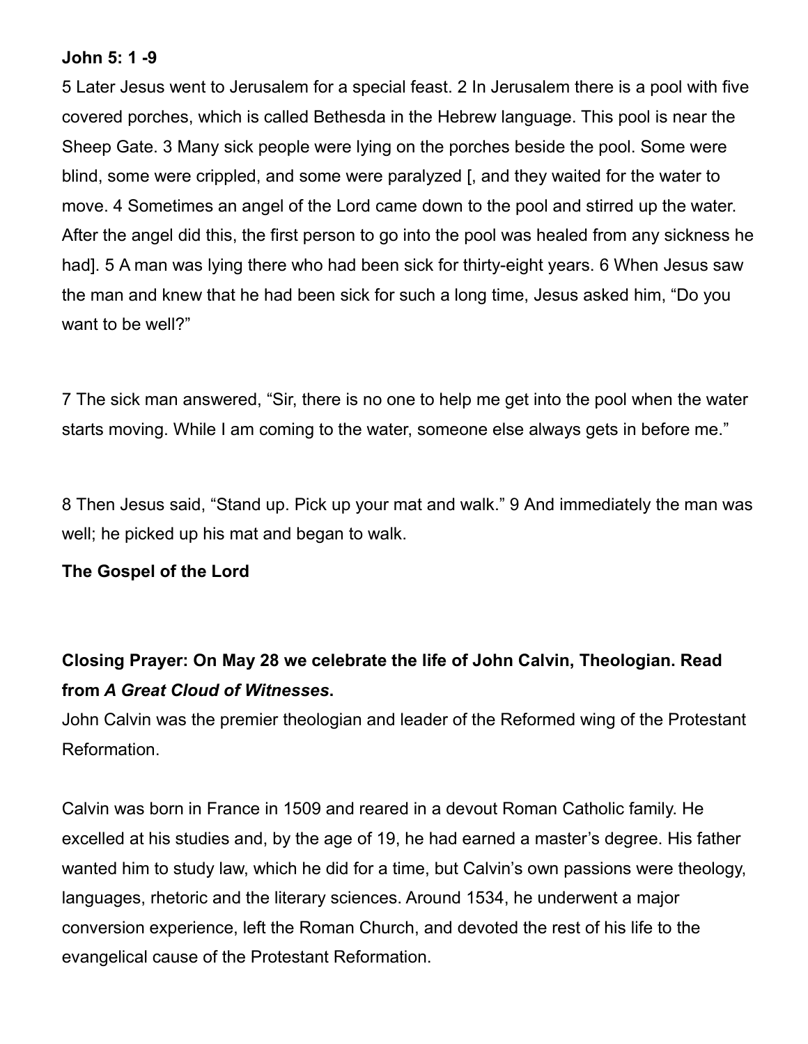**John 5: 1 -9**

5 Later Jesus went to Jerusalem for a special feast. 2 In Jerusalem there is a pool with five covered porches, which is called Bethesda in the Hebrew language. This pool is near the Sheep Gate. 3 Many sick people were lying on the porches beside the pool. Some were blind, some were crippled, and some were paralyzed [, and they waited for the water to move. 4 Sometimes an angel of the Lord came down to the pool and stirred up the water. After the angel did this, the first person to go into the pool was healed from any sickness he had]. 5 A man was lying there who had been sick for thirty-eight years. 6 When Jesus saw the man and knew that he had been sick for such a long time, Jesus asked him, "Do you want to be well?"

7 The sick man answered, "Sir, there is no one to help me get into the pool when the water starts moving. While I am coming to the water, someone else always gets in before me."

8 Then Jesus said, "Stand up. Pick up your mat and walk." 9 And immediately the man was well; he picked up his mat and began to walk.

**The Gospel of the Lord**

**Closing Prayer: On May 28 we celebrate the life of John Calvin, Theologian. Read from *A Great Cloud of Witnesses*.**

John Calvin was the premier theologian and leader of the Reformed wing of the Protestant Reformation.

Calvin was born in France in 1509 and reared in a devout Roman Catholic family. He excelled at his studies and, by the age of 19, he had earned a master's degree. His father wanted him to study law, which he did for a time, but Calvin's own passions were theology, languages, rhetoric and the literary sciences. Around 1534, he underwent a major conversion experience, left the Roman Church, and devoted the rest of his life to the evangelical cause of the Protestant Reformation.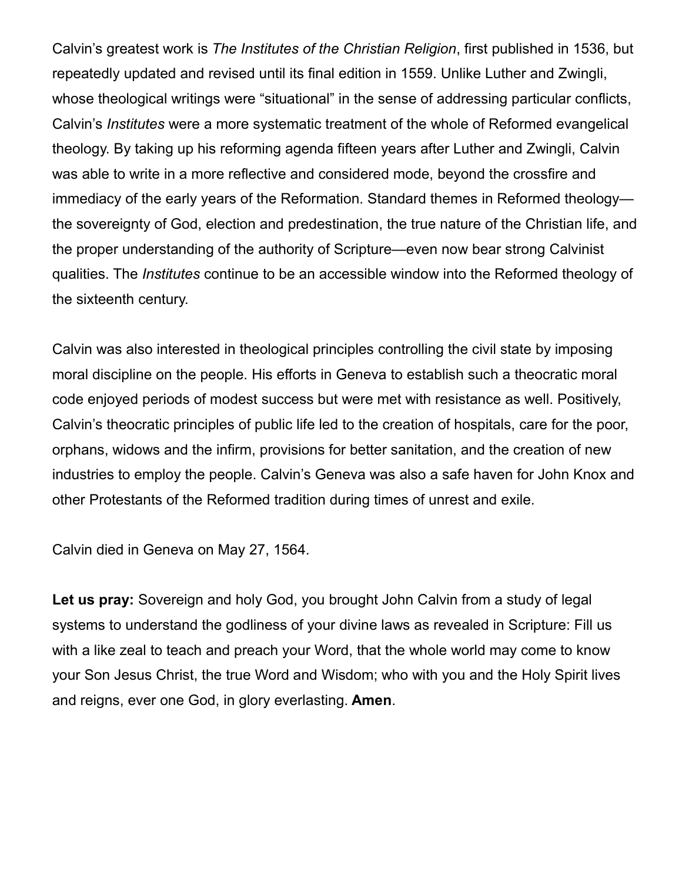Calvin's greatest work is *The Institutes of the Christian Religion*, first published in 1536, but repeatedly updated and revised until its final edition in 1559. Unlike Luther and Zwingli, whose theological writings were "situational" in the sense of addressing particular conflicts, Calvin's *Institutes* were a more systematic treatment of the whole of Reformed evangelical theology. By taking up his reforming agenda fifteen years after Luther and Zwingli, Calvin was able to write in a more reflective and considered mode, beyond the crossfire and immediacy of the early years of the Reformation. Standard themes in Reformed theology—the sovereignty of God, election and predestination, the true nature of the Christian life, and the proper understanding of the authority of Scripture—even now bear strong Calvinist qualities. The *Institutes* continue to be an accessible window into the Reformed theology of the sixteenth century.

Calvin was also interested in theological principles controlling the civil state by imposing moral discipline on the people. His efforts in Geneva to establish such a theocratic moral code enjoyed periods of modest success but were met with resistance as well. Positively, Calvin's theocratic principles of public life led to the creation of hospitals, care for the poor, orphans, widows and the infirm, provisions for better sanitation, and the creation of new industries to employ the people. Calvin's Geneva was also a safe haven for John Knox and other Protestants of the Reformed tradition during times of unrest and exile.

Calvin died in Geneva on May 27, 1564.

**Let us pray:** Sovereign and holy God, you brought John Calvin from a study of legal systems to understand the godliness of your divine laws as revealed in Scripture: Fill us with a like zeal to teach and preach your Word, that the whole world may come to know your Son Jesus Christ, the true Word and Wisdom; who with you and the Holy Spirit lives and reigns, ever one God, in glory everlasting. **Amen**.